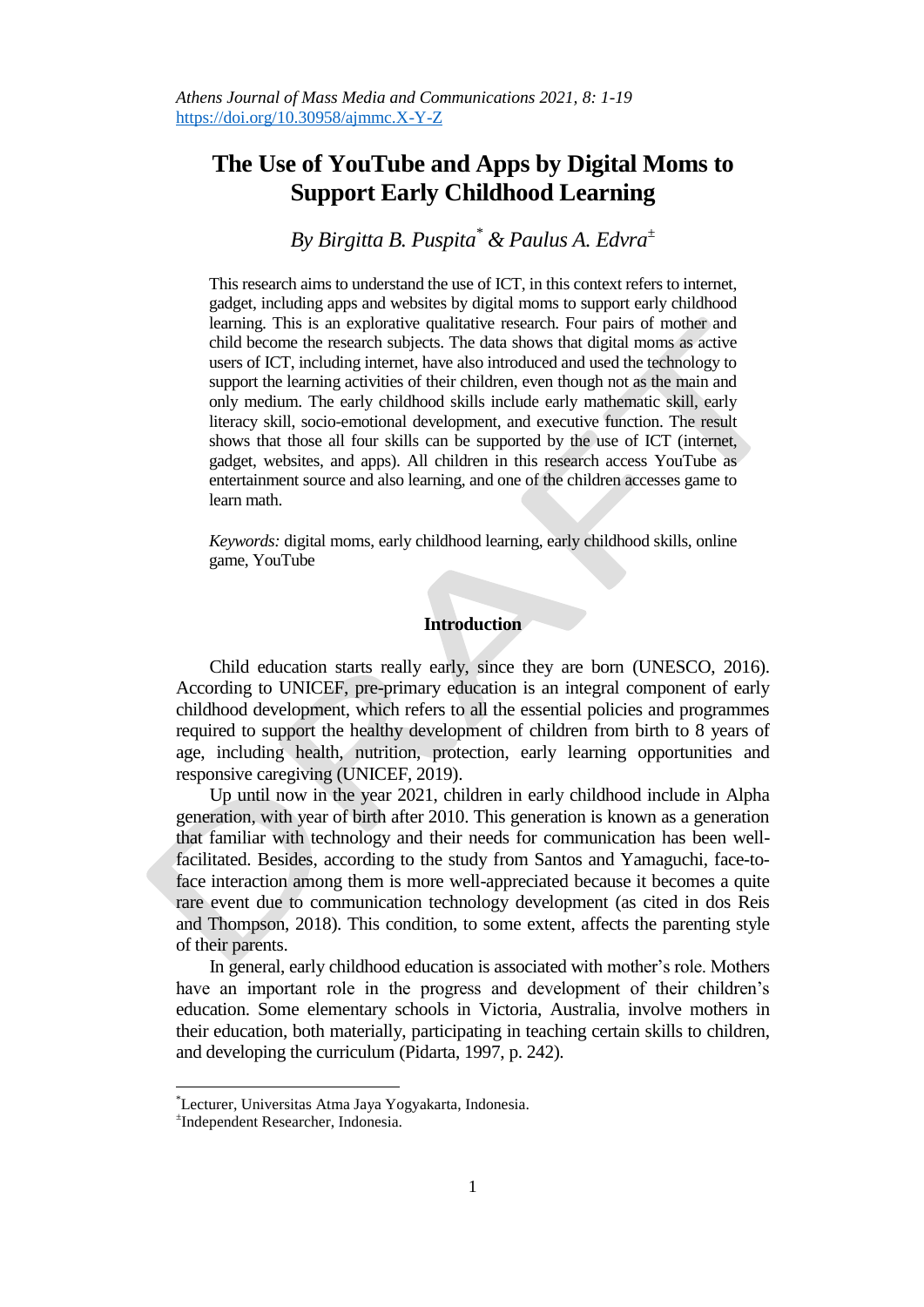# The Use of YouTube and Apps by Digital Moms to Support Early Childhood Learning

*By Birgitta B. Puspita[*] & Paulus A. Edvra[±]*

This research aims to understand the use of ICT, in this context refers to internet, gadget, including apps and websites by digital moms to support early childhood learning. This is an explorative qualitative research. Four pairs of mother and child become the research subjects. The data shows that digital moms as active users of ICT, including internet, have also introduced and used the technology to support the learning activities of their children, even though not as the main and only medium. The early childhood skills include early mathematic skill, early literacy skill, socio-emotional development, and executive function. The result shows that those all four skills can be supported by the use of ICT (internet, gadget, websites, and apps). All children in this research access YouTube as entertainment source and also learning, and one of the children accesses game to learn math.

*Keywords:* digital moms, early childhood learning, early childhood skills, online game, YouTube

## Introduction

Child education starts really early, since they are born (UNESCO, 2016). According to UNICEF, pre-primary education is an integral component of early childhood development, which refers to all the essential policies and programmes required to support the healthy development of children from birth to 8 years of age, including health, nutrition, protection, early learning opportunities and responsive caregiving (UNICEF, 2019).

Up until now in the year 2021, children in early childhood include in Alpha generation, with year of birth after 2010. This generation is known as a generation that familiar with technology and their needs for communication has been well-facilitated. Besides, according to the study from Santos and Yamaguchi, face-to-face interaction among them is more well-appreciated because it becomes a quite rare event due to communication technology development (as cited in dos Reis and Thompson, 2018). This condition, to some extent, affects the parenting style of their parents.

In general, early childhood education is associated with mother's role. Mothers have an important role in the progress and development of their children's education. Some elementary schools in Victoria, Australia, involve mothers in their education, both materially, participating in teaching certain skills to children, and developing the curriculum (Pidarta, 1997, p. 242).

---

[*]Lecturer, Universitas Atma Jaya Yogyakarta, Indonesia.
[±]Independent Researcher, Indonesia.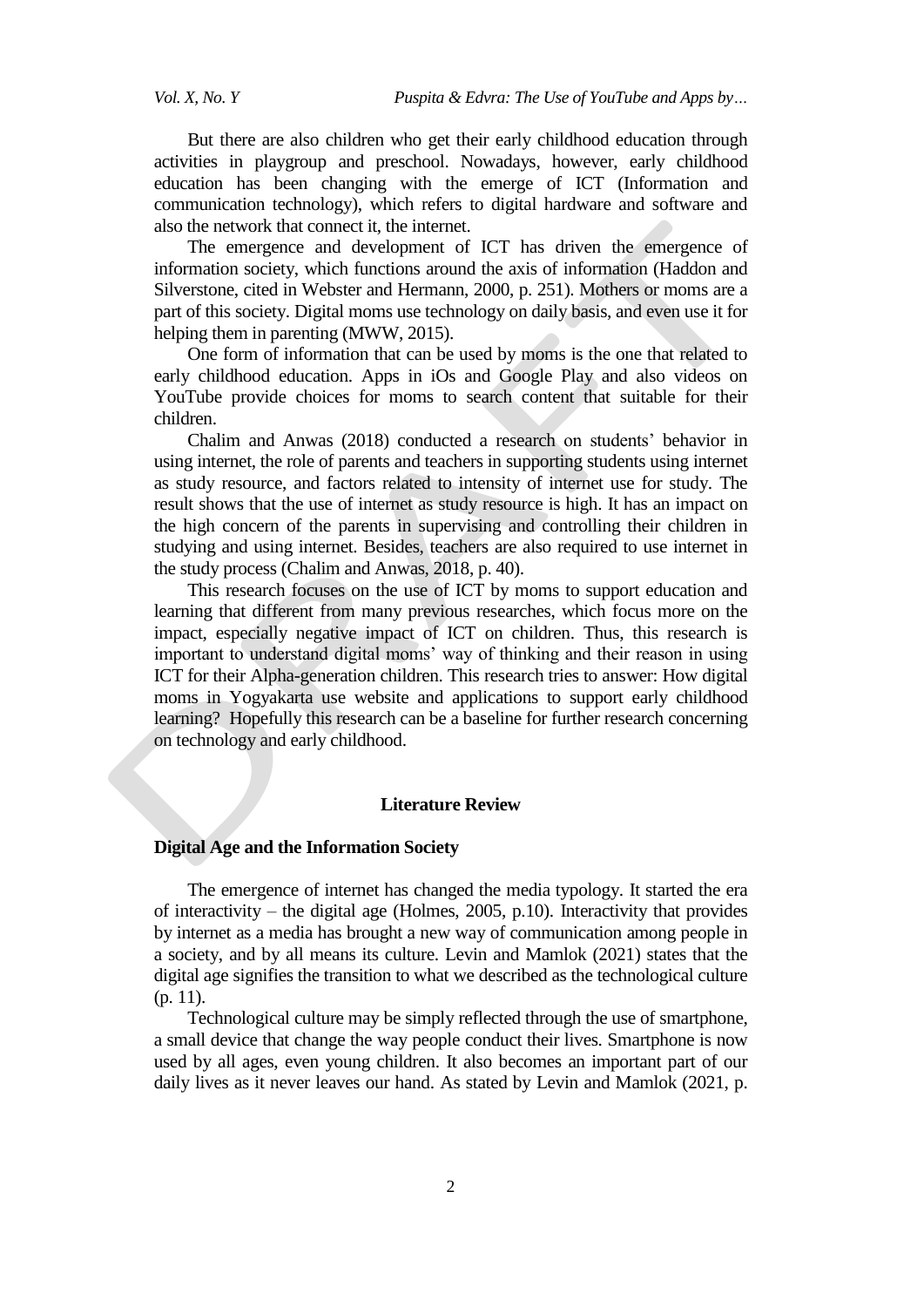But there are also children who get their early childhood education through activities in playgroup and preschool. Nowadays, however, early childhood education has been changing with the emerge of ICT (Information and communication technology), which refers to digital hardware and software and also the network that connect it, the internet.

The emergence and development of ICT has driven the emergence of information society, which functions around the axis of information (Haddon and Silverstone, cited in Webster and Hermann, 2000, p. 251). Mothers or moms are a part of this society. Digital moms use technology on daily basis, and even use it for helping them in parenting (MWW, 2015).

One form of information that can be used by moms is the one that related to early childhood education. Apps in iOs and Google Play and also videos on YouTube provide choices for moms to search content that suitable for their children.

Chalim and Anwas (2018) conducted a research on students' behavior in using internet, the role of parents and teachers in supporting students using internet as study resource, and factors related to intensity of internet use for study. The result shows that the use of internet as study resource is high. It has an impact on the high concern of the parents in supervising and controlling their children in studying and using internet. Besides, teachers are also required to use internet in the study process (Chalim and Anwas, 2018, p. 40).

This research focuses on the use of ICT by moms to support education and learning that different from many previous researches, which focus more on the impact, especially negative impact of ICT on children. Thus, this research is important to understand digital moms' way of thinking and their reason in using ICT for their Alpha-generation children. This research tries to answer: How digital moms in Yogyakarta use website and applications to support early childhood learning? Hopefully this research can be a baseline for further research concerning on technology and early childhood.

## Literature Review

### Digital Age and the Information Society

The emergence of internet has changed the media typology. It started the era of interactivity – the digital age (Holmes, 2005, p.10). Interactivity that provides by internet as a media has brought a new way of communication among people in a society, and by all means its culture. Levin and Mamlok (2021) states that the digital age signifies the transition to what we described as the technological culture (p. 11).

Technological culture may be simply reflected through the use of smartphone, a small device that change the way people conduct their lives. Smartphone is now used by all ages, even young children. It also becomes an important part of our daily lives as it never leaves our hand. As stated by Levin and Mamlok (2021, p.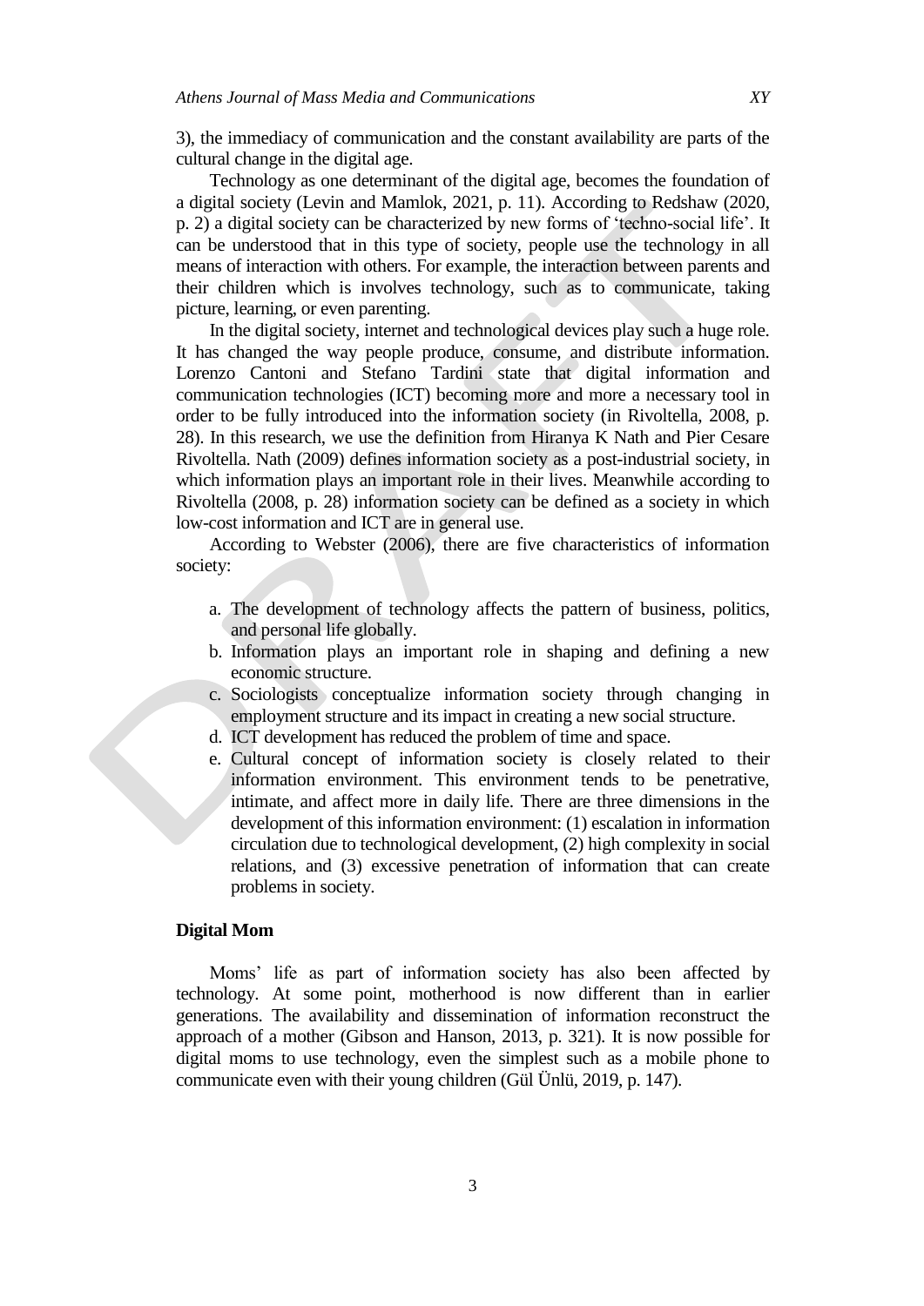3), the immediacy of communication and the constant availability are parts of the cultural change in the digital age.

Technology as one determinant of the digital age, becomes the foundation of a digital society (Levin and Mamlok, 2021, p. 11). According to Redshaw (2020, p. 2) a digital society can be characterized by new forms of 'techno-social life'. It can be understood that in this type of society, people use the technology in all means of interaction with others. For example, the interaction between parents and their children which is involves technology, such as to communicate, taking picture, learning, or even parenting.

In the digital society, internet and technological devices play such a huge role. It has changed the way people produce, consume, and distribute information. Lorenzo Cantoni and Stefano Tardini state that digital information and communication technologies (ICT) becoming more and more a necessary tool in order to be fully introduced into the information society (in Rivoltella, 2008, p. 28). In this research, we use the definition from Hiranya K Nath and Pier Cesare Rivoltella. Nath (2009) defines information society as a post-industrial society, in which information plays an important role in their lives. Meanwhile according to Rivoltella (2008, p. 28) information society can be defined as a society in which low-cost information and ICT are in general use.

According to Webster (2006), there are five characteristics of information society:

a. The development of technology affects the pattern of business, politics, and personal life globally.
b. Information plays an important role in shaping and defining a new economic structure.
c. Sociologists conceptualize information society through changing in employment structure and its impact in creating a new social structure.
d. ICT development has reduced the problem of time and space.
e. Cultural concept of information society is closely related to their information environment. This environment tends to be penetrative, intimate, and affect more in daily life. There are three dimensions in the development of this information environment: (1) escalation in information circulation due to technological development, (2) high complexity in social relations, and (3) excessive penetration of information that can create problems in society.

### Digital Mom

Moms' life as part of information society has also been affected by technology. At some point, motherhood is now different than in earlier generations. The availability and dissemination of information reconstruct the approach of a mother (Gibson and Hanson, 2013, p. 321). It is now possible for digital moms to use technology, even the simplest such as a mobile phone to communicate even with their young children (Gül Ünlü, 2019, p. 147).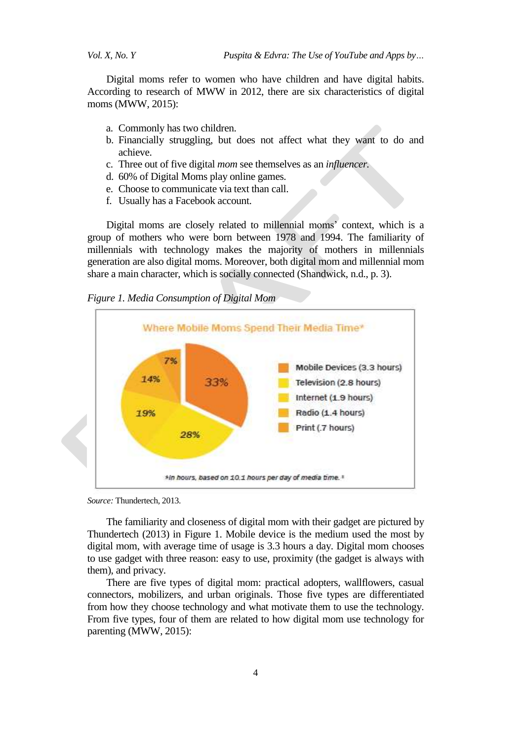Digital moms refer to women who have children and have digital habits. According to research of MWW in 2012, there are six characteristics of digital moms (MWW, 2015):

a. Commonly has two children.
b. Financially struggling, but does not affect what they want to do and achieve.
c. Three out of five digital *mom* see themselves as an *influencer.*
d. 60% of Digital Moms play online games.
e. Choose to communicate via text than call.
f. Usually has a Facebook account.

Digital moms are closely related to millennial moms' context, which is a group of mothers who were born between 1978 and 1994. The familiarity of millennials with technology makes the majority of mothers in millennials generation are also digital moms. Moreover, both digital mom and millennial mom share a main character, which is socially connected (Shandwick, n.d., p. 3).

*Figure 1. Media Consumption of Digital Mom*

Where Mobile Moms Spend Their Media Time*

- Mobile Devices (3.3 hours) — 33%
- Television (2.8 hours) — 28%
- Internet (1.9 hours) — 19%
- Radio (1.4 hours) — 14%
- Print (.7 hours) — 7%

*in hours, based on 10.1 hours per day of media time.*

*Source:* Thundertech, 2013.

The familiarity and closeness of digital mom with their gadget are pictured by Thundertech (2013) in Figure 1. Mobile device is the medium used the most by digital mom, with average time of usage is 3.3 hours a day. Digital mom chooses to use gadget with three reason: easy to use, proximity (the gadget is always with them), and privacy.

There are five types of digital mom: practical adopters, wallflowers, casual connectors, mobilizers, and urban originals. Those five types are differentiated from how they choose technology and what motivate them to use the technology. From five types, four of them are related to how digital mom use technology for parenting (MWW, 2015):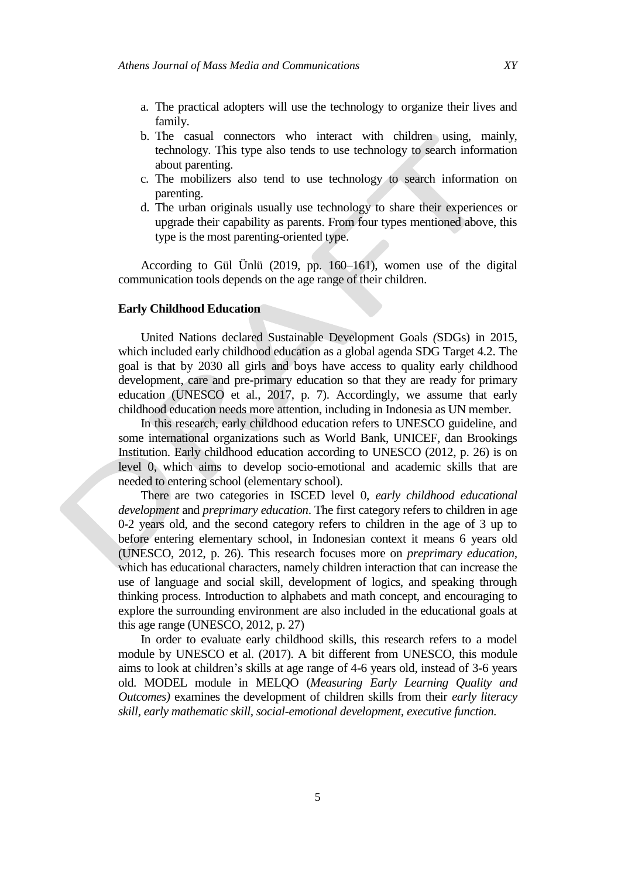a. The practical adopters will use the technology to organize their lives and family.
b. The casual connectors who interact with children using, mainly, technology. This type also tends to use technology to search information about parenting.
c. The mobilizers also tend to use technology to search information on parenting.
d. The urban originals usually use technology to share their experiences or upgrade their capability as parents. From four types mentioned above, this type is the most parenting-oriented type.

According to Gül Ünlü (2019, pp. 160–161), women use of the digital communication tools depends on the age range of their children.

**Early Childhood Education**

United Nations declared Sustainable Development Goals *(*SDGs) in 2015, which included early childhood education as a global agenda SDG Target 4.2. The goal is that by 2030 all girls and boys have access to quality early childhood development, care and pre-primary education so that they are ready for primary education (UNESCO et al., 2017, p. 7). Accordingly, we assume that early childhood education needs more attention, including in Indonesia as UN member.

In this research, early childhood education refers to UNESCO guideline, and some international organizations such as World Bank, UNICEF, dan Brookings Institution. Early childhood education according to UNESCO (2012, p. 26) is on level 0, which aims to develop socio-emotional and academic skills that are needed to entering school (elementary school).

There are two categories in ISCED level 0, *early childhood educational development* and *preprimary education*. The first category refers to children in age 0-2 years old, and the second category refers to children in the age of 3 up to before entering elementary school, in Indonesian context it means 6 years old (UNESCO, 2012, p. 26). This research focuses more on *preprimary education*, which has educational characters, namely children interaction that can increase the use of language and social skill, development of logics, and speaking through thinking process. Introduction to alphabets and math concept, and encouraging to explore the surrounding environment are also included in the educational goals at this age range (UNESCO, 2012, p. 27)

In order to evaluate early childhood skills, this research refers to a model module by UNESCO et al. (2017). A bit different from UNESCO, this module aims to look at children's skills at age range of 4-6 years old, instead of 3-6 years old. MODEL module in MELQO (*Measuring Early Learning Quality and Outcomes)* examines the development of children skills from their *early literacy skill*, *early mathematic skill*, *social-emotional development*, *executive function.*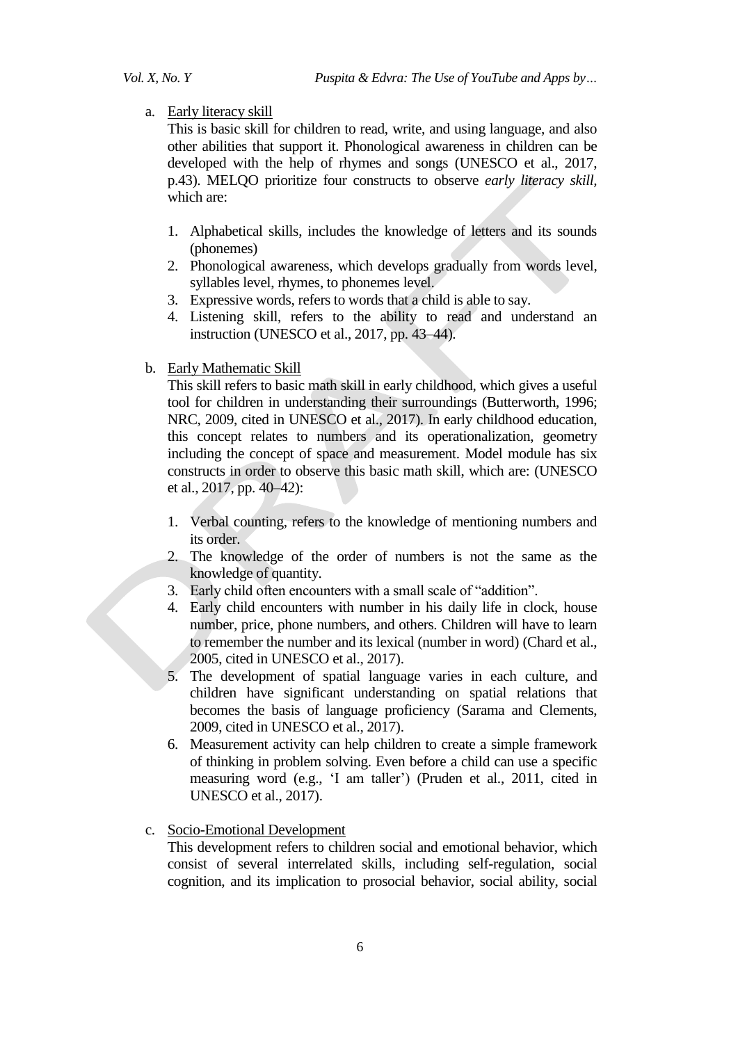a. Early literacy skill

This is basic skill for children to read, write, and using language, and also other abilities that support it. Phonological awareness in children can be developed with the help of rhymes and songs (UNESCO et al., 2017, p.43). MELQO prioritize four constructs to observe *early literacy skill*, which are:

1. Alphabetical skills, includes the knowledge of letters and its sounds (phonemes)
2. Phonological awareness, which develops gradually from words level, syllables level, rhymes, to phonemes level.
3. Expressive words, refers to words that a child is able to say.
4. Listening skill, refers to the ability to read and understand an instruction (UNESCO et al., 2017, pp. 43–44).

b. Early Mathematic Skill

This skill refers to basic math skill in early childhood, which gives a useful tool for children in understanding their surroundings (Butterworth, 1996; NRC, 2009, cited in UNESCO et al., 2017). In early childhood education, this concept relates to numbers and its operationalization, geometry including the concept of space and measurement. Model module has six constructs in order to observe this basic math skill, which are: (UNESCO et al., 2017, pp. 40–42):

1. Verbal counting, refers to the knowledge of mentioning numbers and its order.
2. The knowledge of the order of numbers is not the same as the knowledge of quantity.
3. Early child often encounters with a small scale of "addition".
4. Early child encounters with number in his daily life in clock, house number, price, phone numbers, and others. Children will have to learn to remember the number and its lexical (number in word) (Chard et al., 2005, cited in UNESCO et al., 2017).
5. The development of spatial language varies in each culture, and children have significant understanding on spatial relations that becomes the basis of language proficiency (Sarama and Clements, 2009, cited in UNESCO et al., 2017).
6. Measurement activity can help children to create a simple framework of thinking in problem solving. Even before a child can use a specific measuring word (e.g., 'I am taller') (Pruden et al., 2011, cited in UNESCO et al., 2017).

c. Socio-Emotional Development

This development refers to children social and emotional behavior, which consist of several interrelated skills, including self-regulation, social cognition, and its implication to prosocial behavior, social ability, social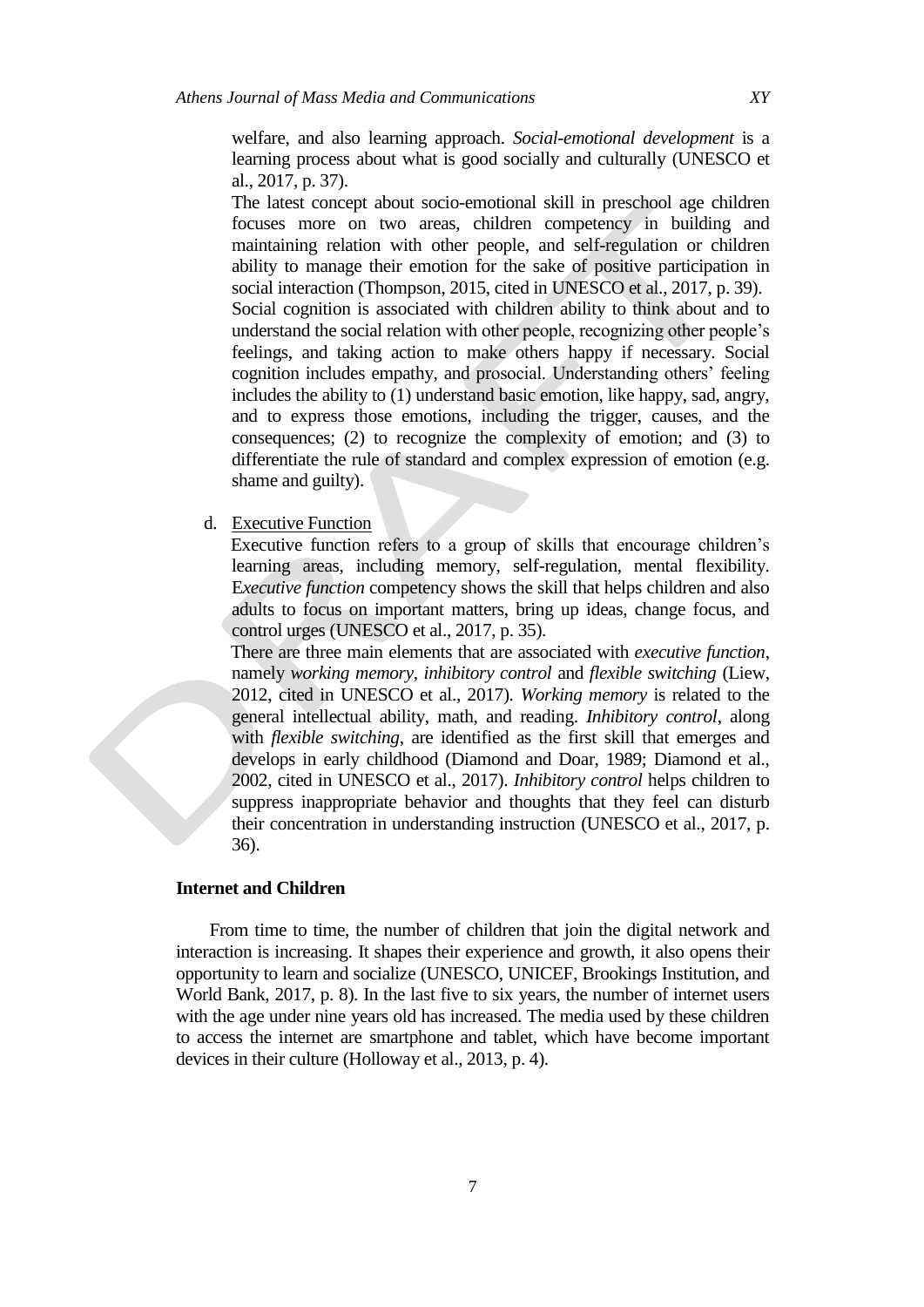welfare, and also learning approach. *Social-emotional development* is a learning process about what is good socially and culturally (UNESCO et al., 2017, p. 37).

The latest concept about socio-emotional skill in preschool age children focuses more on two areas, children competency in building and maintaining relation with other people, and self-regulation or children ability to manage their emotion for the sake of positive participation in social interaction (Thompson, 2015, cited in UNESCO et al., 2017, p. 39).

Social cognition is associated with children ability to think about and to understand the social relation with other people, recognizing other people's feelings, and taking action to make others happy if necessary. Social cognition includes empathy, and prosocial. Understanding others' feeling includes the ability to (1) understand basic emotion, like happy, sad, angry, and to express those emotions, including the trigger, causes, and the consequences; (2) to recognize the complexity of emotion; and (3) to differentiate the rule of standard and complex expression of emotion (e.g. shame and guilty).

d. Executive Function

Executive function refers to a group of skills that encourage children's learning areas, including memory, self-regulation, mental flexibility. E*xecutive function* competency shows the skill that helps children and also adults to focus on important matters, bring up ideas, change focus, and control urges (UNESCO et al., 2017, p. 35).

There are three main elements that are associated with *executive function*, namely *working memory*, *inhibitory control* and *flexible switching* (Liew, 2012, cited in UNESCO et al., 2017). *Working memory* is related to the general intellectual ability, math, and reading. *Inhibitory control*, along with *flexible switching*, are identified as the first skill that emerges and develops in early childhood (Diamond and Doar, 1989; Diamond et al., 2002, cited in UNESCO et al., 2017). *Inhibitory control* helps children to suppress inappropriate behavior and thoughts that they feel can disturb their concentration in understanding instruction (UNESCO et al., 2017, p. 36).

## Internet and Children

From time to time, the number of children that join the digital network and interaction is increasing. It shapes their experience and growth, it also opens their opportunity to learn and socialize (UNESCO, UNICEF, Brookings Institution, and World Bank, 2017, p. 8). In the last five to six years, the number of internet users with the age under nine years old has increased. The media used by these children to access the internet are smartphone and tablet, which have become important devices in their culture (Holloway et al., 2013, p. 4).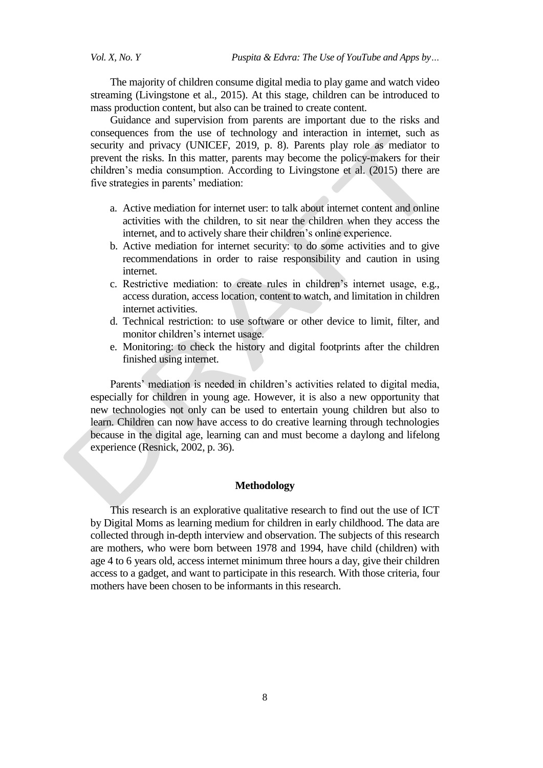The majority of children consume digital media to play game and watch video streaming (Livingstone et al., 2015). At this stage, children can be introduced to mass production content, but also can be trained to create content.

Guidance and supervision from parents are important due to the risks and consequences from the use of technology and interaction in internet, such as security and privacy (UNICEF, 2019, p. 8). Parents play role as mediator to prevent the risks. In this matter, parents may become the policy-makers for their children's media consumption. According to Livingstone et al. (2015) there are five strategies in parents' mediation:

a. Active mediation for internet user: to talk about internet content and online activities with the children, to sit near the children when they access the internet, and to actively share their children's online experience.
b. Active mediation for internet security: to do some activities and to give recommendations in order to raise responsibility and caution in using internet.
c. Restrictive mediation: to create rules in children's internet usage, e.g., access duration, access location, content to watch, and limitation in children internet activities.
d. Technical restriction: to use software or other device to limit, filter, and monitor children's internet usage.
e. Monitoring: to check the history and digital footprints after the children finished using internet.

Parents' mediation is needed in children's activities related to digital media, especially for children in young age. However, it is also a new opportunity that new technologies not only can be used to entertain young children but also to learn. Children can now have access to do creative learning through technologies because in the digital age, learning can and must become a daylong and lifelong experience (Resnick, 2002, p. 36).

## Methodology

This research is an explorative qualitative research to find out the use of ICT by Digital Moms as learning medium for children in early childhood. The data are collected through in-depth interview and observation. The subjects of this research are mothers, who were born between 1978 and 1994, have child (children) with age 4 to 6 years old, access internet minimum three hours a day, give their children access to a gadget, and want to participate in this research. With those criteria, four mothers have been chosen to be informants in this research.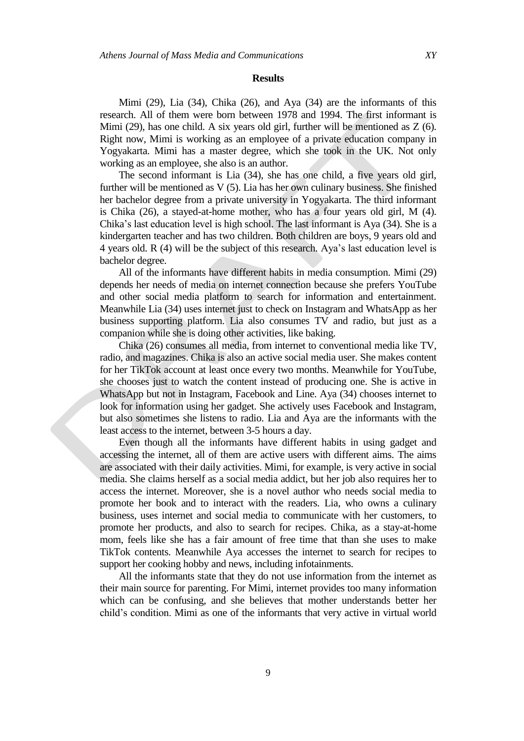## Results

Mimi (29), Lia (34), Chika (26), and Aya (34) are the informants of this research. All of them were born between 1978 and 1994. The first informant is Mimi (29), has one child. A six years old girl, further will be mentioned as Z (6). Right now, Mimi is working as an employee of a private education company in Yogyakarta. Mimi has a master degree, which she took in the UK. Not only working as an employee, she also is an author.

The second informant is Lia (34), she has one child, a five years old girl, further will be mentioned as V (5). Lia has her own culinary business. She finished her bachelor degree from a private university in Yogyakarta. The third informant is Chika (26), a stayed-at-home mother, who has a four years old girl, M (4). Chika's last education level is high school. The last informant is Aya (34). She is a kindergarten teacher and has two children. Both children are boys, 9 years old and 4 years old. R (4) will be the subject of this research. Aya's last education level is bachelor degree.

All of the informants have different habits in media consumption. Mimi (29) depends her needs of media on internet connection because she prefers YouTube and other social media platform to search for information and entertainment. Meanwhile Lia (34) uses internet just to check on Instagram and WhatsApp as her business supporting platform. Lia also consumes TV and radio, but just as a companion while she is doing other activities, like baking.

Chika (26) consumes all media, from internet to conventional media like TV, radio, and magazines. Chika is also an active social media user. She makes content for her TikTok account at least once every two months. Meanwhile for YouTube, she chooses just to watch the content instead of producing one. She is active in WhatsApp but not in Instagram, Facebook and Line. Aya (34) chooses internet to look for information using her gadget. She actively uses Facebook and Instagram, but also sometimes she listens to radio. Lia and Aya are the informants with the least access to the internet, between 3-5 hours a day.

Even though all the informants have different habits in using gadget and accessing the internet, all of them are active users with different aims. The aims are associated with their daily activities. Mimi, for example, is very active in social media. She claims herself as a social media addict, but her job also requires her to access the internet. Moreover, she is a novel author who needs social media to promote her book and to interact with the readers. Lia, who owns a culinary business, uses internet and social media to communicate with her customers, to promote her products, and also to search for recipes. Chika, as a stay-at-home mom, feels like she has a fair amount of free time that than she uses to make TikTok contents. Meanwhile Aya accesses the internet to search for recipes to support her cooking hobby and news, including infotainments.

All the informants state that they do not use information from the internet as their main source for parenting. For Mimi, internet provides too many information which can be confusing, and she believes that mother understands better her child's condition. Mimi as one of the informants that very active in virtual world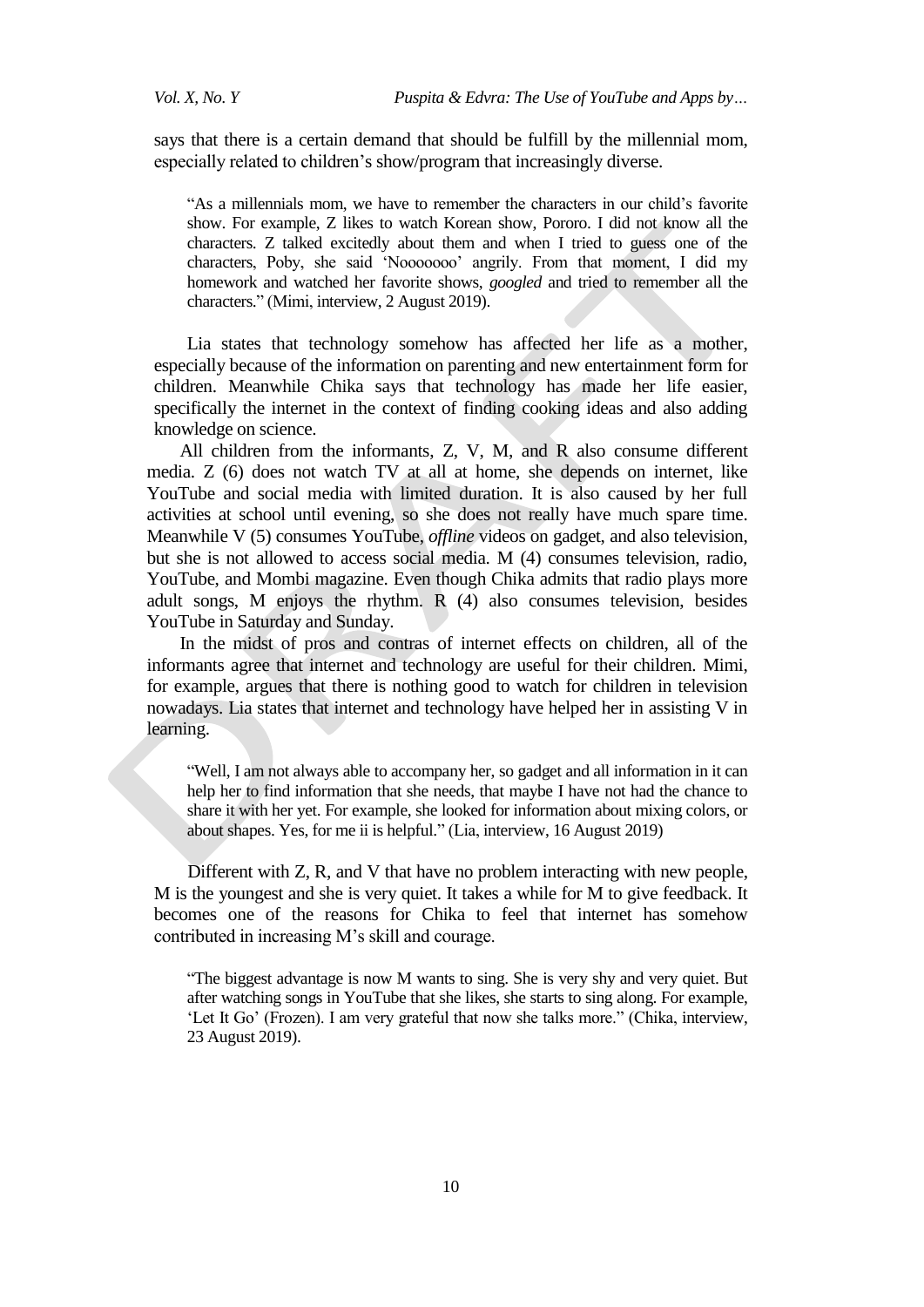says that there is a certain demand that should be fulfill by the millennial mom, especially related to children's show/program that increasingly diverse.

> "As a millennials mom, we have to remember the characters in our child's favorite show. For example, Z likes to watch Korean show, Pororo. I did not know all the characters. Z talked excitedly about them and when I tried to guess one of the characters, Poby, she said 'Nooooooo' angrily. From that moment, I did my homework and watched her favorite shows, *googled* and tried to remember all the characters." (Mimi, interview, 2 August 2019).

Lia states that technology somehow has affected her life as a mother, especially because of the information on parenting and new entertainment form for children. Meanwhile Chika says that technology has made her life easier, specifically the internet in the context of finding cooking ideas and also adding knowledge on science.

All children from the informants, Z, V, M, and R also consume different media. Z (6) does not watch TV at all at home, she depends on internet, like YouTube and social media with limited duration. It is also caused by her full activities at school until evening, so she does not really have much spare time. Meanwhile V (5) consumes YouTube, *offline* videos on gadget, and also television, but she is not allowed to access social media. M (4) consumes television, radio, YouTube, and Mombi magazine. Even though Chika admits that radio plays more adult songs, M enjoys the rhythm. R (4) also consumes television, besides YouTube in Saturday and Sunday.

In the midst of pros and contras of internet effects on children, all of the informants agree that internet and technology are useful for their children. Mimi, for example, argues that there is nothing good to watch for children in television nowadays. Lia states that internet and technology have helped her in assisting V in learning.

> "Well, I am not always able to accompany her, so gadget and all information in it can help her to find information that she needs, that maybe I have not had the chance to share it with her yet. For example, she looked for information about mixing colors, or about shapes. Yes, for me ii is helpful." (Lia, interview, 16 August 2019)

Different with Z, R, and V that have no problem interacting with new people, M is the youngest and she is very quiet. It takes a while for M to give feedback. It becomes one of the reasons for Chika to feel that internet has somehow contributed in increasing M's skill and courage.

> "The biggest advantage is now M wants to sing. She is very shy and very quiet. But after watching songs in YouTube that she likes, she starts to sing along. For example, 'Let It Go' (Frozen). I am very grateful that now she talks more." (Chika, interview, 23 August 2019).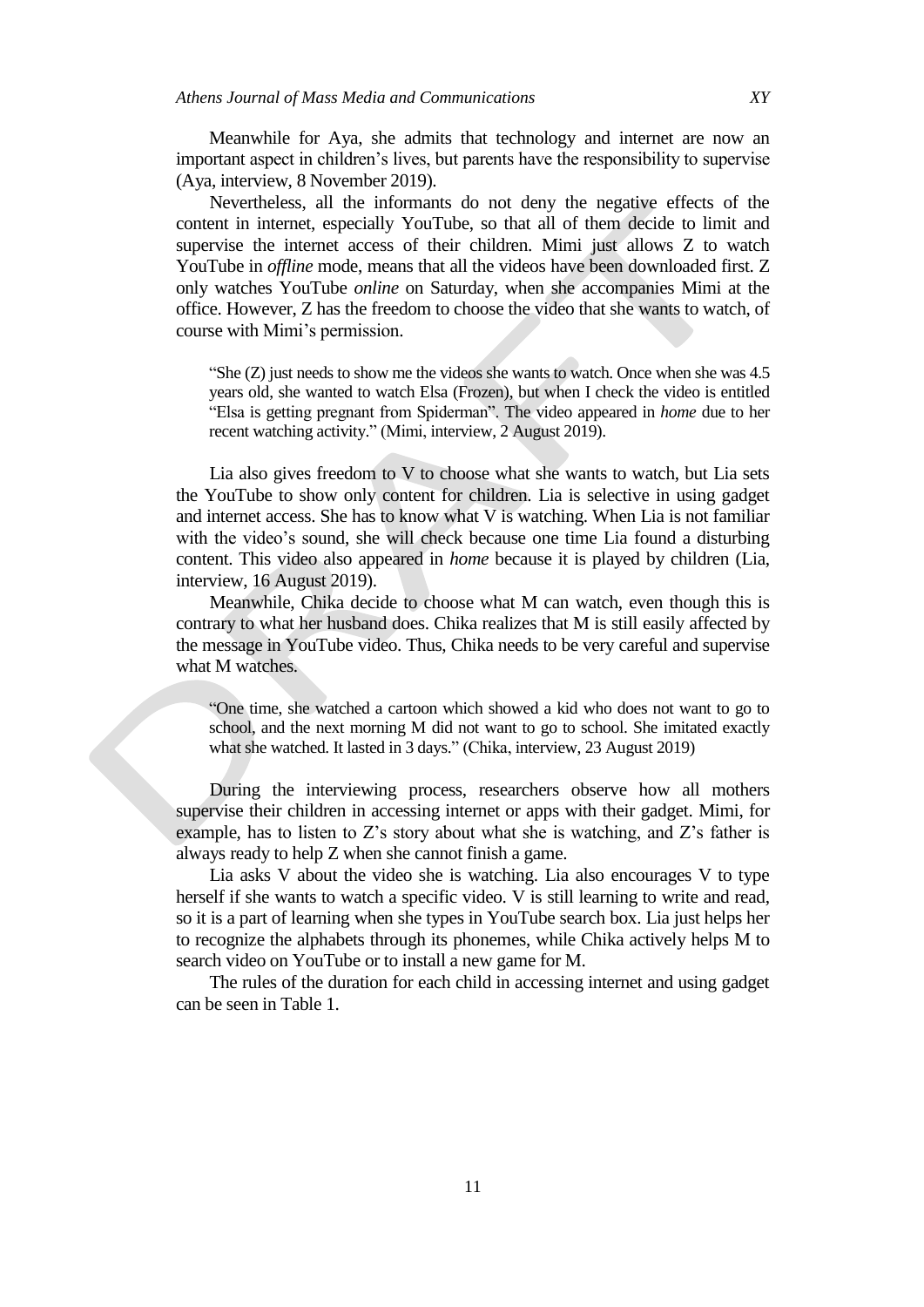Meanwhile for Aya, she admits that technology and internet are now an important aspect in children's lives, but parents have the responsibility to supervise (Aya, interview, 8 November 2019).

Nevertheless, all the informants do not deny the negative effects of the content in internet, especially YouTube, so that all of them decide to limit and supervise the internet access of their children. Mimi just allows Z to watch YouTube in *offline* mode, means that all the videos have been downloaded first. Z only watches YouTube *online* on Saturday, when she accompanies Mimi at the office. However, Z has the freedom to choose the video that she wants to watch, of course with Mimi's permission.

> "She (Z) just needs to show me the videos she wants to watch. Once when she was 4.5 years old, she wanted to watch Elsa (Frozen), but when I check the video is entitled "Elsa is getting pregnant from Spiderman". The video appeared in *home* due to her recent watching activity." (Mimi, interview, 2 August 2019).

Lia also gives freedom to V to choose what she wants to watch, but Lia sets the YouTube to show only content for children. Lia is selective in using gadget and internet access. She has to know what V is watching. When Lia is not familiar with the video's sound, she will check because one time Lia found a disturbing content. This video also appeared in *home* because it is played by children (Lia, interview, 16 August 2019).

Meanwhile, Chika decide to choose what M can watch, even though this is contrary to what her husband does. Chika realizes that M is still easily affected by the message in YouTube video. Thus, Chika needs to be very careful and supervise what M watches.

> "One time, she watched a cartoon which showed a kid who does not want to go to school, and the next morning M did not want to go to school. She imitated exactly what she watched. It lasted in 3 days." (Chika, interview, 23 August 2019)

During the interviewing process, researchers observe how all mothers supervise their children in accessing internet or apps with their gadget. Mimi, for example, has to listen to Z's story about what she is watching, and Z's father is always ready to help Z when she cannot finish a game.

Lia asks V about the video she is watching. Lia also encourages V to type herself if she wants to watch a specific video. V is still learning to write and read, so it is a part of learning when she types in YouTube search box. Lia just helps her to recognize the alphabets through its phonemes, while Chika actively helps M to search video on YouTube or to install a new game for M.

The rules of the duration for each child in accessing internet and using gadget can be seen in Table 1.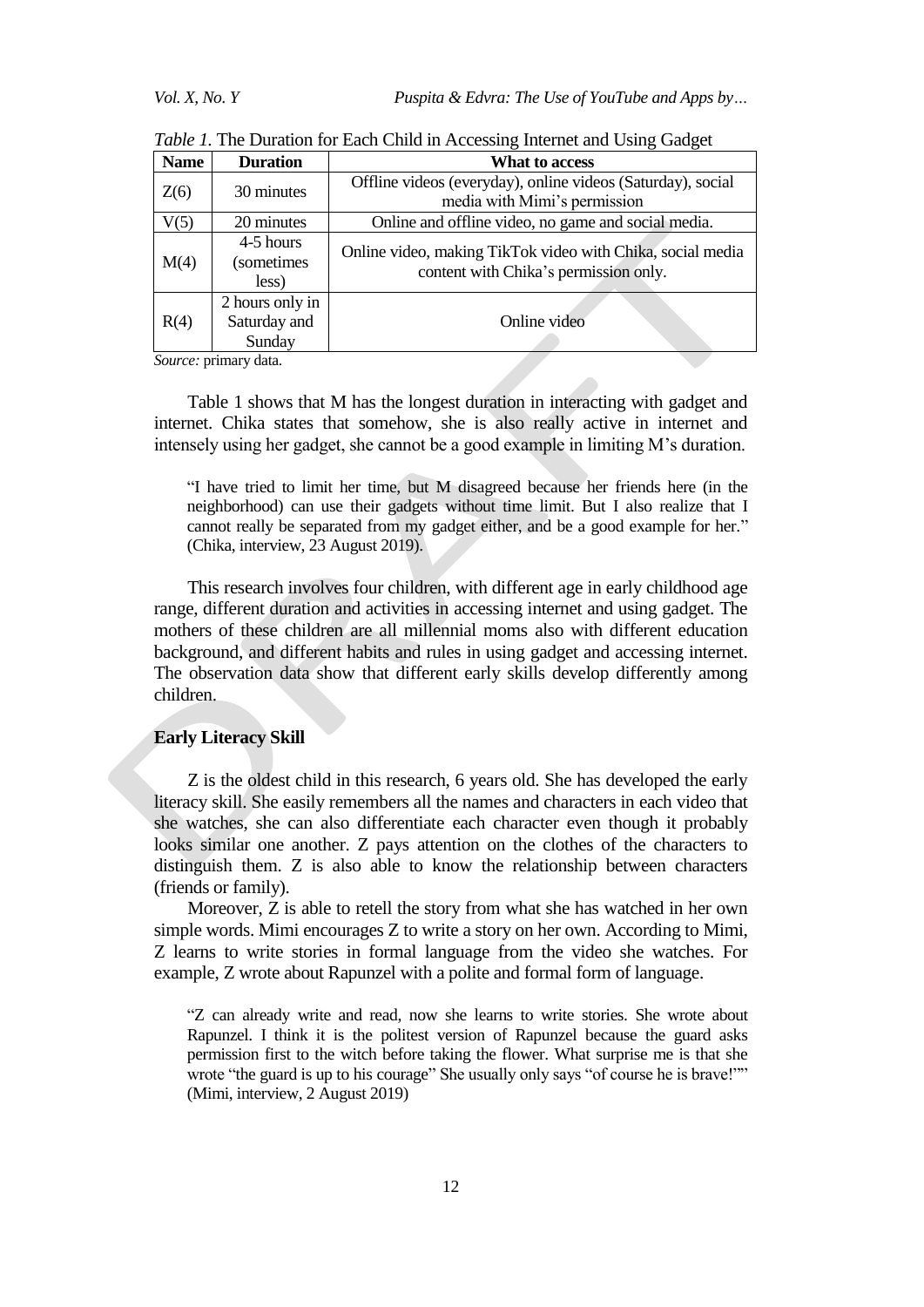*Table 1.* The Duration for Each Child in Accessing Internet and Using Gadget

| Name | Duration | What to access |
|---|---|---|
| Z(6) | 30 minutes | Offline videos (everyday), online videos (Saturday), social media with Mimi's permission |
| V(5) | 20 minutes | Online and offline video, no game and social media. |
| M(4) | 4-5 hours (sometimes less) | Online video, making TikTok video with Chika, social media content with Chika's permission only. |
| R(4) | 2 hours only in Saturday and Sunday | Online video |

*Source:* primary data.

Table 1 shows that M has the longest duration in interacting with gadget and internet. Chika states that somehow, she is also really active in internet and intensely using her gadget, she cannot be a good example in limiting M's duration.

> "I have tried to limit her time, but M disagreed because her friends here (in the neighborhood) can use their gadgets without time limit. But I also realize that I cannot really be separated from my gadget either, and be a good example for her." (Chika, interview, 23 August 2019).

This research involves four children, with different age in early childhood age range, different duration and activities in accessing internet and using gadget. The mothers of these children are all millennial moms also with different education background, and different habits and rules in using gadget and accessing internet. The observation data show that different early skills develop differently among children.

**Early Literacy Skill**

Z is the oldest child in this research, 6 years old. She has developed the early literacy skill. She easily remembers all the names and characters in each video that she watches, she can also differentiate each character even though it probably looks similar one another. Z pays attention on the clothes of the characters to distinguish them. Z is also able to know the relationship between characters (friends or family).

Moreover, Z is able to retell the story from what she has watched in her own simple words. Mimi encourages Z to write a story on her own. According to Mimi, Z learns to write stories in formal language from the video she watches. For example, Z wrote about Rapunzel with a polite and formal form of language.

> "Z can already write and read, now she learns to write stories. She wrote about Rapunzel. I think it is the politest version of Rapunzel because the guard asks permission first to the witch before taking the flower. What surprise me is that she wrote "the guard is up to his courage" She usually only says "of course he is brave!"" (Mimi, interview, 2 August 2019)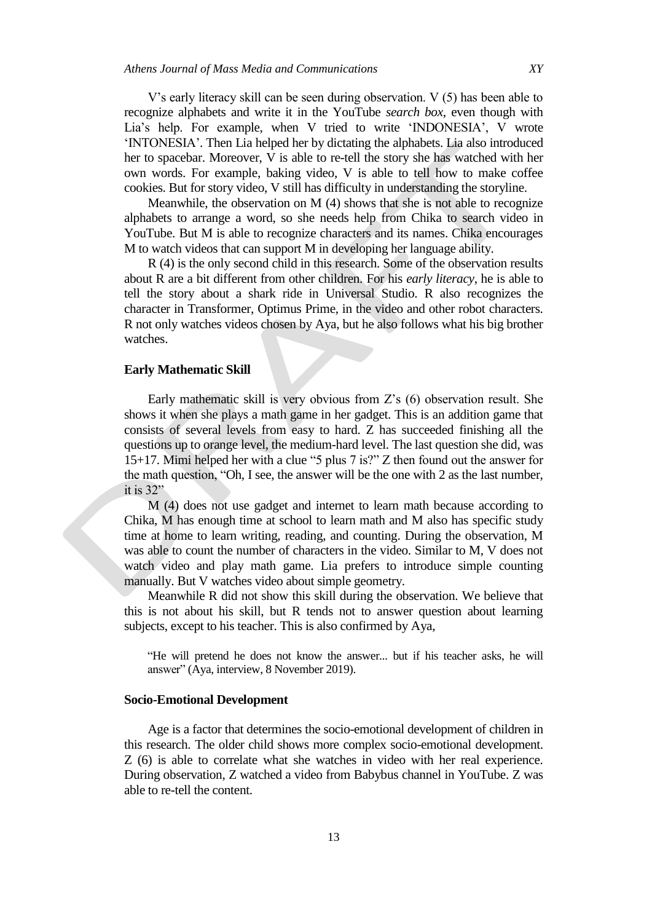V's early literacy skill can be seen during observation. V (5) has been able to recognize alphabets and write it in the YouTube *search box*, even though with Lia's help. For example, when V tried to write 'INDONESIA', V wrote 'INTONESIA'. Then Lia helped her by dictating the alphabets. Lia also introduced her to spacebar. Moreover, V is able to re-tell the story she has watched with her own words. For example, baking video, V is able to tell how to make coffee cookies. But for story video, V still has difficulty in understanding the storyline.

Meanwhile, the observation on M (4) shows that she is not able to recognize alphabets to arrange a word, so she needs help from Chika to search video in YouTube. But M is able to recognize characters and its names. Chika encourages M to watch videos that can support M in developing her language ability.

R (4) is the only second child in this research. Some of the observation results about R are a bit different from other children. For his *early literacy*, he is able to tell the story about a shark ride in Universal Studio. R also recognizes the character in Transformer, Optimus Prime, in the video and other robot characters. R not only watches videos chosen by Aya, but he also follows what his big brother watches.

### Early Mathematic Skill

Early mathematic skill is very obvious from Z's (6) observation result. She shows it when she plays a math game in her gadget. This is an addition game that consists of several levels from easy to hard. Z has succeeded finishing all the questions up to orange level, the medium-hard level. The last question she did, was 15+17. Mimi helped her with a clue "5 plus 7 is?" Z then found out the answer for the math question, "Oh, I see, the answer will be the one with 2 as the last number, it is 32"

M (4) does not use gadget and internet to learn math because according to Chika, M has enough time at school to learn math and M also has specific study time at home to learn writing, reading, and counting. During the observation, M was able to count the number of characters in the video. Similar to M, V does not watch video and play math game. Lia prefers to introduce simple counting manually. But V watches video about simple geometry.

Meanwhile R did not show this skill during the observation. We believe that this is not about his skill, but R tends not to answer question about learning subjects, except to his teacher. This is also confirmed by Aya,

> "He will pretend he does not know the answer... but if his teacher asks, he will answer" (Aya, interview, 8 November 2019).

### Socio-Emotional Development

Age is a factor that determines the socio-emotional development of children in this research. The older child shows more complex socio-emotional development. Z (6) is able to correlate what she watches in video with her real experience. During observation, Z watched a video from Babybus channel in YouTube. Z was able to re-tell the content.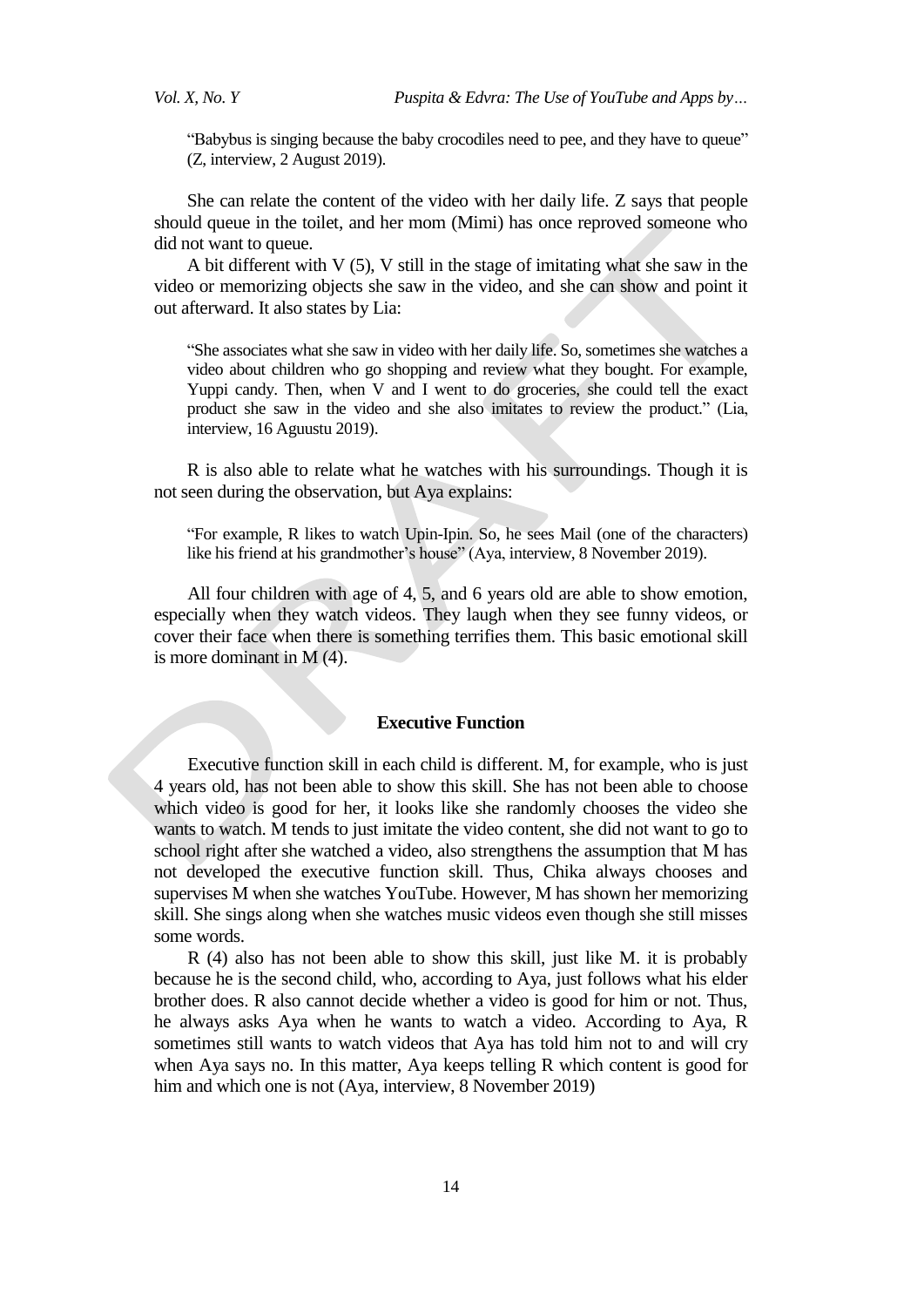> "Babybus is singing because the baby crocodiles need to pee, and they have to queue" (Z, interview, 2 August 2019).

She can relate the content of the video with her daily life. Z says that people should queue in the toilet, and her mom (Mimi) has once reproved someone who did not want to queue.

A bit different with V (5), V still in the stage of imitating what she saw in the video or memorizing objects she saw in the video, and she can show and point it out afterward. It also states by Lia:

> "She associates what she saw in video with her daily life. So, sometimes she watches a video about children who go shopping and review what they bought. For example, Yuppi candy. Then, when V and I went to do groceries, she could tell the exact product she saw in the video and she also imitates to review the product." (Lia, interview, 16 Aguustu 2019).

R is also able to relate what he watches with his surroundings. Though it is not seen during the observation, but Aya explains:

> "For example, R likes to watch Upin-Ipin. So, he sees Mail (one of the characters) like his friend at his grandmother's house" (Aya, interview, 8 November 2019).

All four children with age of 4, 5, and 6 years old are able to show emotion, especially when they watch videos. They laugh when they see funny videos, or cover their face when there is something terrifies them. This basic emotional skill is more dominant in M (4).

### Executive Function

Executive function skill in each child is different. M, for example, who is just 4 years old, has not been able to show this skill. She has not been able to choose which video is good for her, it looks like she randomly chooses the video she wants to watch. M tends to just imitate the video content, she did not want to go to school right after she watched a video, also strengthens the assumption that M has not developed the executive function skill. Thus, Chika always chooses and supervises M when she watches YouTube. However, M has shown her memorizing skill. She sings along when she watches music videos even though she still misses some words.

R (4) also has not been able to show this skill, just like M. it is probably because he is the second child, who, according to Aya, just follows what his elder brother does. R also cannot decide whether a video is good for him or not. Thus, he always asks Aya when he wants to watch a video. According to Aya, R sometimes still wants to watch videos that Aya has told him not to and will cry when Aya says no. In this matter, Aya keeps telling R which content is good for him and which one is not (Aya, interview, 8 November 2019)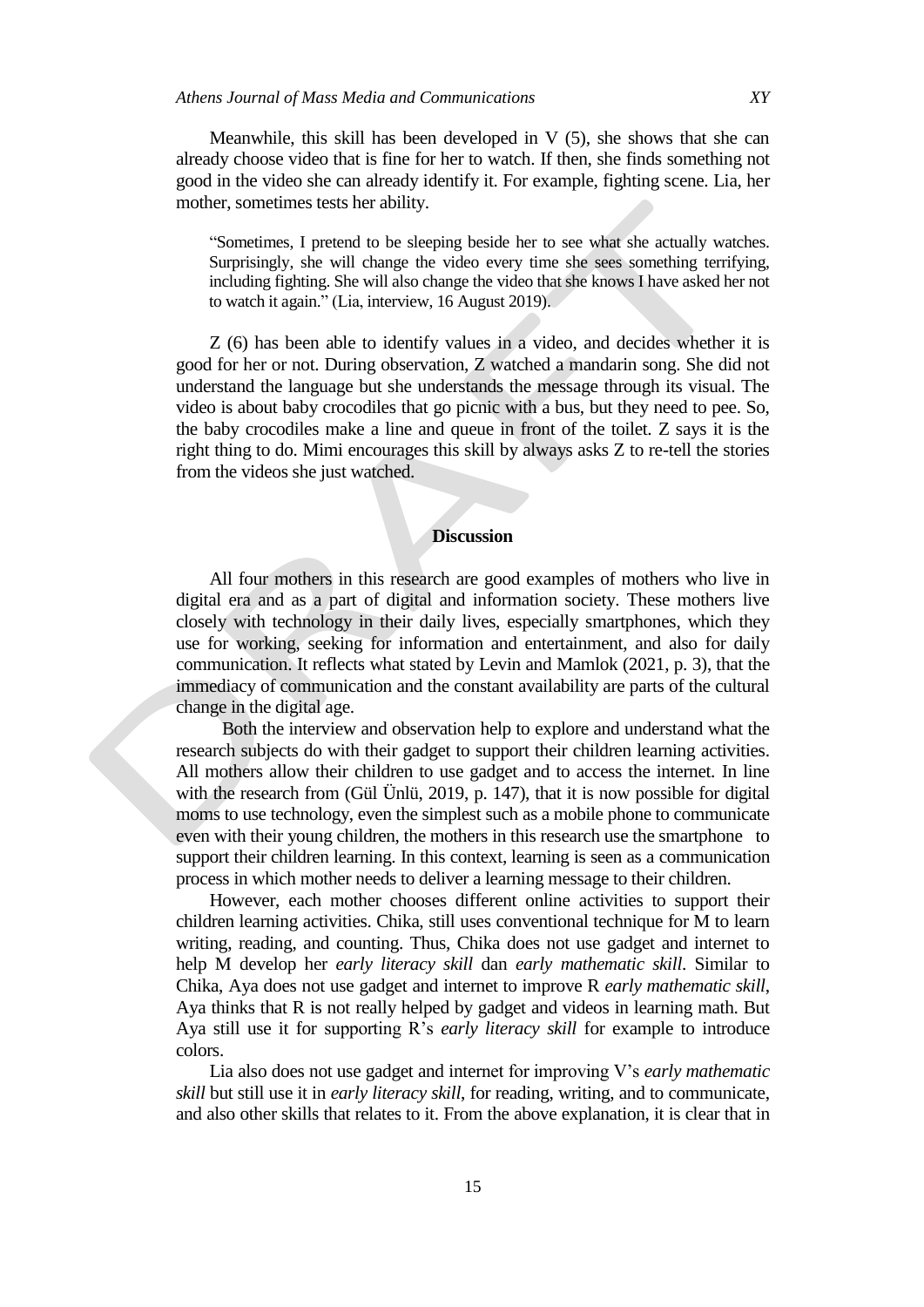Meanwhile, this skill has been developed in V (5), she shows that she can already choose video that is fine for her to watch. If then, she finds something not good in the video she can already identify it. For example, fighting scene. Lia, her mother, sometimes tests her ability.

> "Sometimes, I pretend to be sleeping beside her to see what she actually watches. Surprisingly, she will change the video every time she sees something terrifying, including fighting. She will also change the video that she knows I have asked her not to watch it again." (Lia, interview, 16 August 2019).

Z (6) has been able to identify values in a video, and decides whether it is good for her or not. During observation, Z watched a mandarin song. She did not understand the language but she understands the message through its visual. The video is about baby crocodiles that go picnic with a bus, but they need to pee. So, the baby crocodiles make a line and queue in front of the toilet. Z says it is the right thing to do. Mimi encourages this skill by always asks Z to re-tell the stories from the videos she just watched.

## Discussion

All four mothers in this research are good examples of mothers who live in digital era and as a part of digital and information society. These mothers live closely with technology in their daily lives, especially smartphones, which they use for working, seeking for information and entertainment, and also for daily communication. It reflects what stated by Levin and Mamlok (2021, p. 3), that the immediacy of communication and the constant availability are parts of the cultural change in the digital age.

Both the interview and observation help to explore and understand what the research subjects do with their gadget to support their children learning activities. All mothers allow their children to use gadget and to access the internet. In line with the research from (Gül Ünlü, 2019, p. 147), that it is now possible for digital moms to use technology, even the simplest such as a mobile phone to communicate even with their young children, the mothers in this research use the smartphone to support their children learning. In this context, learning is seen as a communication process in which mother needs to deliver a learning message to their children.

However, each mother chooses different online activities to support their children learning activities. Chika, still uses conventional technique for M to learn writing, reading, and counting. Thus, Chika does not use gadget and internet to help M develop her *early literacy skill* dan *early mathematic skill*. Similar to Chika, Aya does not use gadget and internet to improve R *early mathematic skill*, Aya thinks that R is not really helped by gadget and videos in learning math. But Aya still use it for supporting R's *early literacy skill* for example to introduce colors.

Lia also does not use gadget and internet for improving V's *early mathematic skill* but still use it in *early literacy skill*, for reading, writing, and to communicate, and also other skills that relates to it. From the above explanation, it is clear that in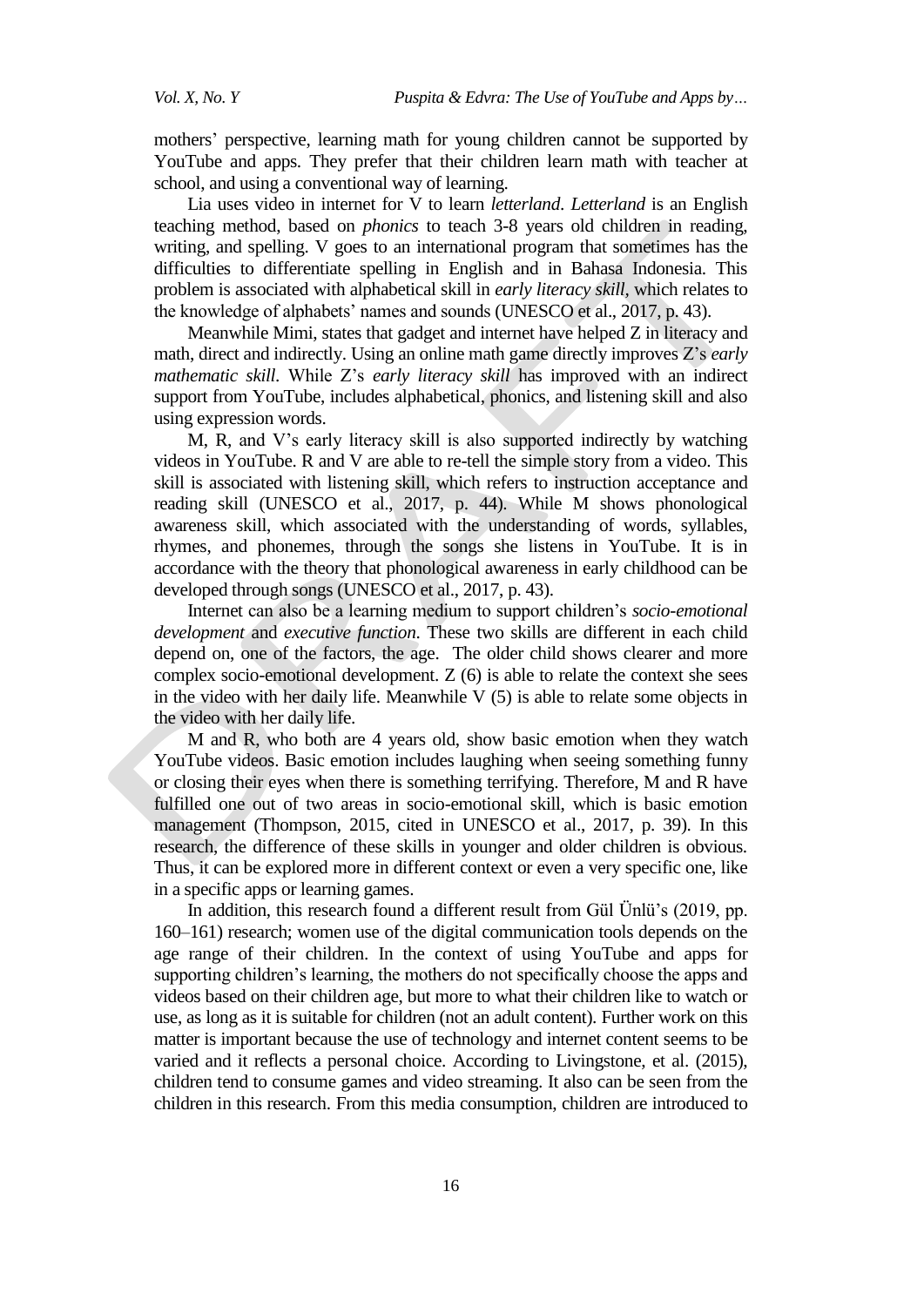mothers' perspective, learning math for young children cannot be supported by YouTube and apps. They prefer that their children learn math with teacher at school, and using a conventional way of learning.

Lia uses video in internet for V to learn *letterland*. *Letterland* is an English teaching method, based on *phonics* to teach 3-8 years old children in reading, writing, and spelling. V goes to an international program that sometimes has the difficulties to differentiate spelling in English and in Bahasa Indonesia. This problem is associated with alphabetical skill in *early literacy skill*, which relates to the knowledge of alphabets' names and sounds (UNESCO et al., 2017, p. 43).

Meanwhile Mimi, states that gadget and internet have helped Z in literacy and math, direct and indirectly. Using an online math game directly improves Z's *early mathematic skill*. While Z's *early literacy skill* has improved with an indirect support from YouTube, includes alphabetical, phonics, and listening skill and also using expression words.

M, R, and V's early literacy skill is also supported indirectly by watching videos in YouTube. R and V are able to re-tell the simple story from a video. This skill is associated with listening skill, which refers to instruction acceptance and reading skill (UNESCO et al., 2017, p. 44). While M shows phonological awareness skill, which associated with the understanding of words, syllables, rhymes, and phonemes, through the songs she listens in YouTube. It is in accordance with the theory that phonological awareness in early childhood can be developed through songs (UNESCO et al., 2017, p. 43).

Internet can also be a learning medium to support children's *socio-emotional development* and *executive function*. These two skills are different in each child depend on, one of the factors, the age. The older child shows clearer and more complex socio-emotional development. Z (6) is able to relate the context she sees in the video with her daily life. Meanwhile V (5) is able to relate some objects in the video with her daily life.

M and R, who both are 4 years old, show basic emotion when they watch YouTube videos. Basic emotion includes laughing when seeing something funny or closing their eyes when there is something terrifying. Therefore, M and R have fulfilled one out of two areas in socio-emotional skill, which is basic emotion management (Thompson, 2015, cited in UNESCO et al., 2017, p. 39). In this research, the difference of these skills in younger and older children is obvious. Thus, it can be explored more in different context or even a very specific one, like in a specific apps or learning games.

In addition, this research found a different result from Gül Ünlü's (2019, pp. 160–161) research; women use of the digital communication tools depends on the age range of their children. In the context of using YouTube and apps for supporting children's learning, the mothers do not specifically choose the apps and videos based on their children age, but more to what their children like to watch or use, as long as it is suitable for children (not an adult content). Further work on this matter is important because the use of technology and internet content seems to be varied and it reflects a personal choice. According to Livingstone, et al. (2015), children tend to consume games and video streaming. It also can be seen from the children in this research. From this media consumption, children are introduced to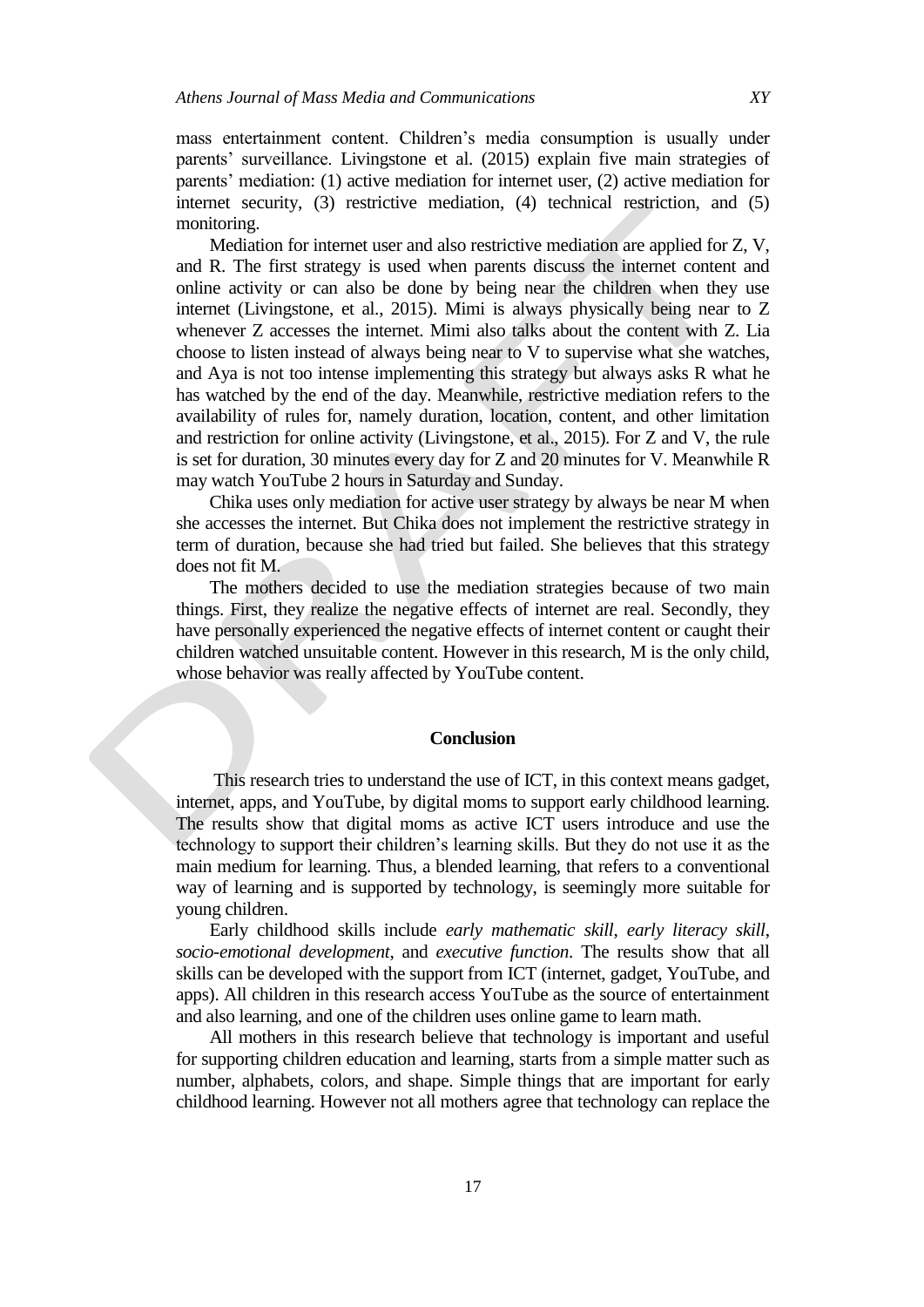mass entertainment content. Children's media consumption is usually under parents' surveillance. Livingstone et al. (2015) explain five main strategies of parents' mediation: (1) active mediation for internet user, (2) active mediation for internet security, (3) restrictive mediation, (4) technical restriction, and (5) monitoring.

Mediation for internet user and also restrictive mediation are applied for Z, V, and R. The first strategy is used when parents discuss the internet content and online activity or can also be done by being near the children when they use internet (Livingstone, et al., 2015). Mimi is always physically being near to Z whenever Z accesses the internet. Mimi also talks about the content with Z. Lia choose to listen instead of always being near to V to supervise what she watches, and Aya is not too intense implementing this strategy but always asks R what he has watched by the end of the day. Meanwhile, restrictive mediation refers to the availability of rules for, namely duration, location, content, and other limitation and restriction for online activity (Livingstone, et al., 2015). For Z and V, the rule is set for duration, 30 minutes every day for Z and 20 minutes for V. Meanwhile R may watch YouTube 2 hours in Saturday and Sunday.

Chika uses only mediation for active user strategy by always be near M when she accesses the internet. But Chika does not implement the restrictive strategy in term of duration, because she had tried but failed. She believes that this strategy does not fit M.

The mothers decided to use the mediation strategies because of two main things. First, they realize the negative effects of internet are real. Secondly, they have personally experienced the negative effects of internet content or caught their children watched unsuitable content. However in this research, M is the only child, whose behavior was really affected by YouTube content.

## Conclusion

This research tries to understand the use of ICT, in this context means gadget, internet, apps, and YouTube, by digital moms to support early childhood learning. The results show that digital moms as active ICT users introduce and use the technology to support their children's learning skills. But they do not use it as the main medium for learning. Thus, a blended learning, that refers to a conventional way of learning and is supported by technology, is seemingly more suitable for young children.

Early childhood skills include *early mathematic skill*, *early literacy skill*, *socio-emotional development*, and *executive function*. The results show that all skills can be developed with the support from ICT (internet, gadget, YouTube, and apps). All children in this research access YouTube as the source of entertainment and also learning, and one of the children uses online game to learn math.

All mothers in this research believe that technology is important and useful for supporting children education and learning, starts from a simple matter such as number, alphabets, colors, and shape. Simple things that are important for early childhood learning. However not all mothers agree that technology can replace the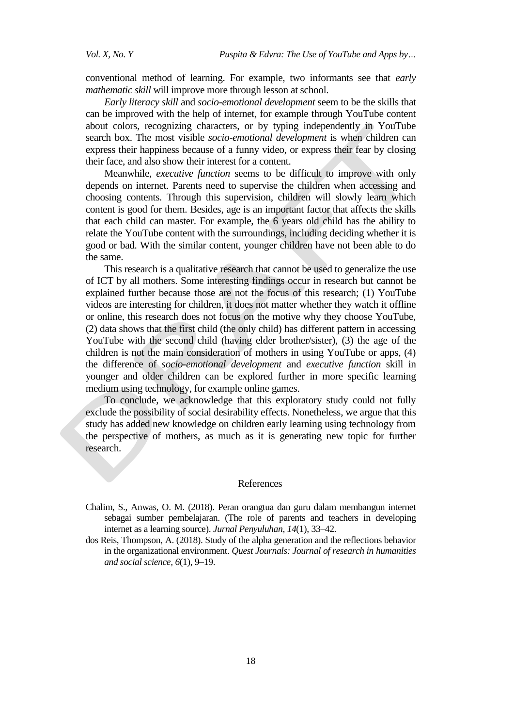conventional method of learning. For example, two informants see that *early mathematic skill* will improve more through lesson at school.

*Early literacy skill* and *socio-emotional development* seem to be the skills that can be improved with the help of internet, for example through YouTube content about colors, recognizing characters, or by typing independently in YouTube search box. The most visible *socio-emotional development* is when children can express their happiness because of a funny video, or express their fear by closing their face, and also show their interest for a content.

Meanwhile, *executive function* seems to be difficult to improve with only depends on internet. Parents need to supervise the children when accessing and choosing contents. Through this supervision, children will slowly learn which content is good for them. Besides, age is an important factor that affects the skills that each child can master. For example, the 6 years old child has the ability to relate the YouTube content with the surroundings, including deciding whether it is good or bad. With the similar content, younger children have not been able to do the same.

This research is a qualitative research that cannot be used to generalize the use of ICT by all mothers. Some interesting findings occur in research but cannot be explained further because those are not the focus of this research; (1) YouTube videos are interesting for children, it does not matter whether they watch it offline or online, this research does not focus on the motive why they choose YouTube, (2) data shows that the first child (the only child) has different pattern in accessing YouTube with the second child (having elder brother/sister), (3) the age of the children is not the main consideration of mothers in using YouTube or apps, (4) the difference of *socio-emotional development* and *executive function* skill in younger and older children can be explored further in more specific learning medium using technology, for example online games.

To conclude, we acknowledge that this exploratory study could not fully exclude the possibility of social desirability effects. Nonetheless, we argue that this study has added new knowledge on children early learning using technology from the perspective of mothers, as much as it is generating new topic for further research.

## References

Chalim, S., Anwas, O. M. (2018). Peran orangtua dan guru dalam membangun internet sebagai sumber pembelajaran. (The role of parents and teachers in developing internet as a learning source). *Jurnal Penyuluhan*, *14*(1), 33–42.

dos Reis, Thompson, A. (2018). Study of the alpha generation and the reflections behavior in the organizational environment. *Quest Journals: Journal of research in humanities and social science*, *6*(1), 9–19.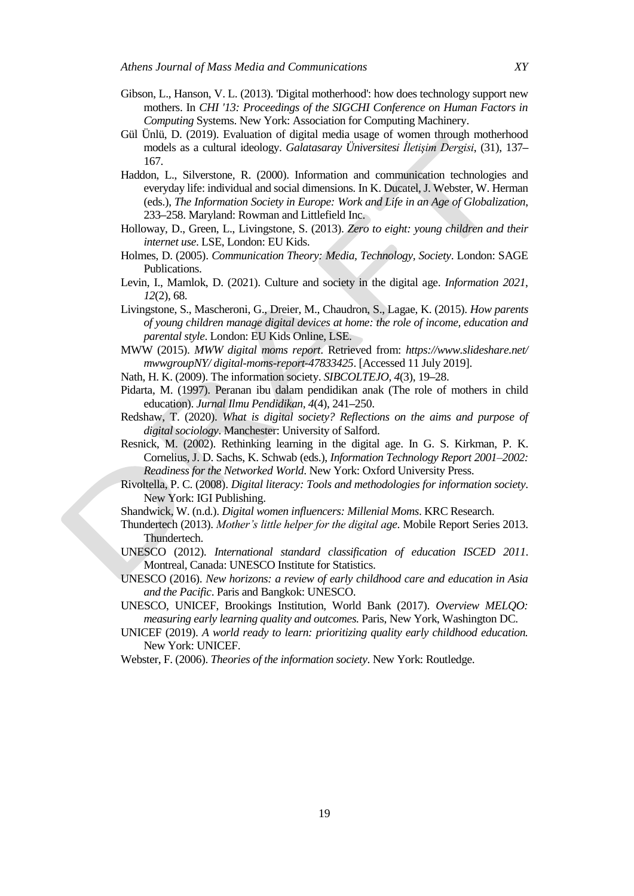Gibson, L., Hanson, V. L. (2013). 'Digital motherhood': how does technology support new mothers. In *CHI '13: Proceedings of the SIGCHI Conference on Human Factors in Computing* Systems. New York: Association for Computing Machinery.

Gül Ünlü, D. (2019). Evaluation of digital media usage of women through motherhood models as a cultural ideology. *Galatasaray Üniversitesi İletişim Dergisi*, (31), 137–167.

Haddon, L., Silverstone, R. (2000). Information and communication technologies and everyday life: individual and social dimensions. In K. Ducatel, J. Webster, W. Herman (eds.), *The Information Society in Europe: Work and Life in an Age of Globalization*, 233–258. Maryland: Rowman and Littlefield Inc.

Holloway, D., Green, L., Livingstone, S. (2013). *Zero to eight: young children and their internet use*. LSE, London: EU Kids.

Holmes, D. (2005). *Communication Theory: Media, Technology, Society*. London: SAGE Publications.

Levin, I., Mamlok, D. (2021). Culture and society in the digital age. *Information 2021*, *12*(2), 68.

Livingstone, S., Mascheroni, G., Dreier, M., Chaudron, S., Lagae, K. (2015). *How parents of young children manage digital devices at home: the role of income, education and parental style*. London: EU Kids Online, LSE.

MWW (2015). *MWW digital moms report*. Retrieved from: *https://www.slideshare.net/mwwgroupNY/ digital-moms-report-47833425*. [Accessed 11 July 2019].

Nath, H. K. (2009). The information society. *SIBCOLTEJO, 4*(3), 19–28.

Pidarta, M. (1997). Peranan ibu dalam pendidikan anak (The role of mothers in child education). *Jurnal Ilmu Pendidikan, 4*(4), 241–250.

Redshaw, T. (2020). *What is digital society? Reflections on the aims and purpose of digital sociology*. Manchester: University of Salford.

Resnick, M. (2002). Rethinking learning in the digital age. In G. S. Kirkman, P. K. Cornelius, J. D. Sachs, K. Schwab (eds.), *Information Technology Report 2001–2002: Readiness for the Networked World*. New York: Oxford University Press.

Rivoltella, P. C. (2008). *Digital literacy: Tools and methodologies for information society*. New York: IGI Publishing.

Shandwick, W. (n.d.). *Digital women influencers: Millenial Moms*. KRC Research.

Thundertech (2013). *Mother's little helper for the digital age*. Mobile Report Series 2013. Thundertech.

UNESCO (2012). *International standard classification of education ISCED 2011*. Montreal, Canada: UNESCO Institute for Statistics.

UNESCO (2016). *New horizons: a review of early childhood care and education in Asia and the Pacific*. Paris and Bangkok: UNESCO.

UNESCO, UNICEF, Brookings Institution, World Bank (2017). *Overview MELQO: measuring early learning quality and outcomes.* Paris, New York, Washington DC.

UNICEF (2019). *A world ready to learn: prioritizing quality early childhood education.* New York: UNICEF.

Webster, F. (2006). *Theories of the information society*. New York: Routledge.